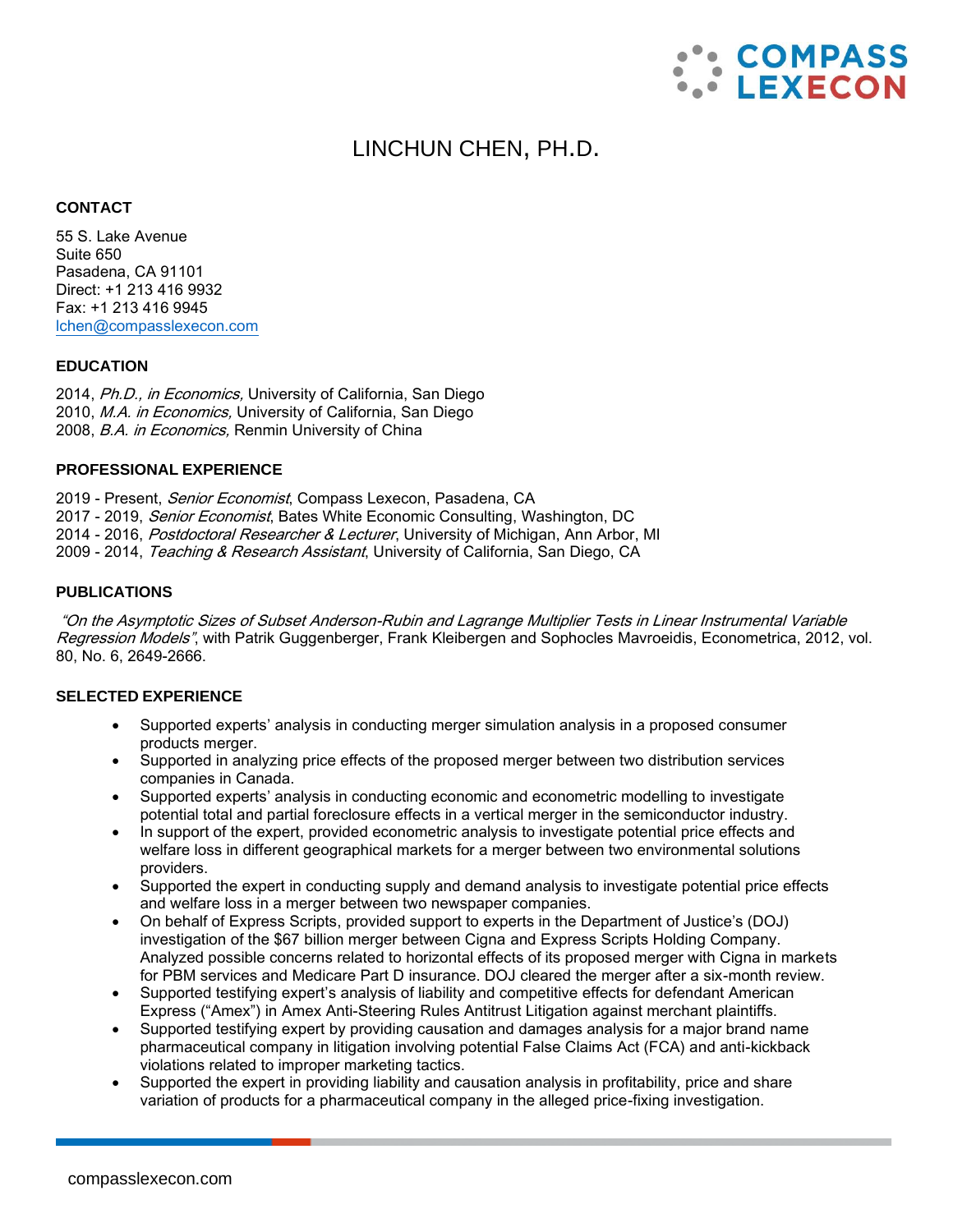# LINCHUN CHEN, PH.D.

### CONTACT

55 S. Lake Avenue
Suite 650
Pasadena, CA 91101
Direct: +1 213 416 9932
Fax: +1 213 416 9945
lchen@compasslexecon.com

### EDUCATION

2014, *Ph.D., in Economics,* University of California, San Diego
2010, *M.A. in Economics,* University of California, San Diego
2008, *B.A. in Economics,* Renmin University of China

### PROFESSIONAL EXPERIENCE

2019 - Present, *Senior Economist*, Compass Lexecon, Pasadena, CA
2017 - 2019, *Senior Economist*, Bates White Economic Consulting, Washington, DC
2014 - 2016, *Postdoctoral Researcher & Lecturer*, University of Michigan, Ann Arbor, MI
2009 - 2014, *Teaching & Research Assistant*, University of California, San Diego, CA

### PUBLICATIONS

*"On the Asymptotic Sizes of Subset Anderson-Rubin and Lagrange Multiplier Tests in Linear Instrumental Variable Regression Models"*, with Patrik Guggenberger, Frank Kleibergen and Sophocles Mavroeidis, Econometrica, 2012, vol. 80, No. 6, 2649-2666.

### SELECTED EXPERIENCE

- Supported experts' analysis in conducting merger simulation analysis in a proposed consumer products merger.
- Supported in analyzing price effects of the proposed merger between two distribution services companies in Canada.
- Supported experts' analysis in conducting economic and econometric modelling to investigate potential total and partial foreclosure effects in a vertical merger in the semiconductor industry.
- In support of the expert, provided econometric analysis to investigate potential price effects and welfare loss in different geographical markets for a merger between two environmental solutions providers.
- Supported the expert in conducting supply and demand analysis to investigate potential price effects and welfare loss in a merger between two newspaper companies.
- On behalf of Express Scripts, provided support to experts in the Department of Justice's (DOJ) investigation of the $67 billion merger between Cigna and Express Scripts Holding Company. Analyzed possible concerns related to horizontal effects of its proposed merger with Cigna in markets for PBM services and Medicare Part D insurance. DOJ cleared the merger after a six-month review.
- Supported testifying expert's analysis of liability and competitive effects for defendant American Express ("Amex") in Amex Anti-Steering Rules Antitrust Litigation against merchant plaintiffs.
- Supported testifying expert by providing causation and damages analysis for a major brand name pharmaceutical company in litigation involving potential False Claims Act (FCA) and anti-kickback violations related to improper marketing tactics.
- Supported the expert in providing liability and causation analysis in profitability, price and share variation of products for a pharmaceutical company in the alleged price-fixing investigation.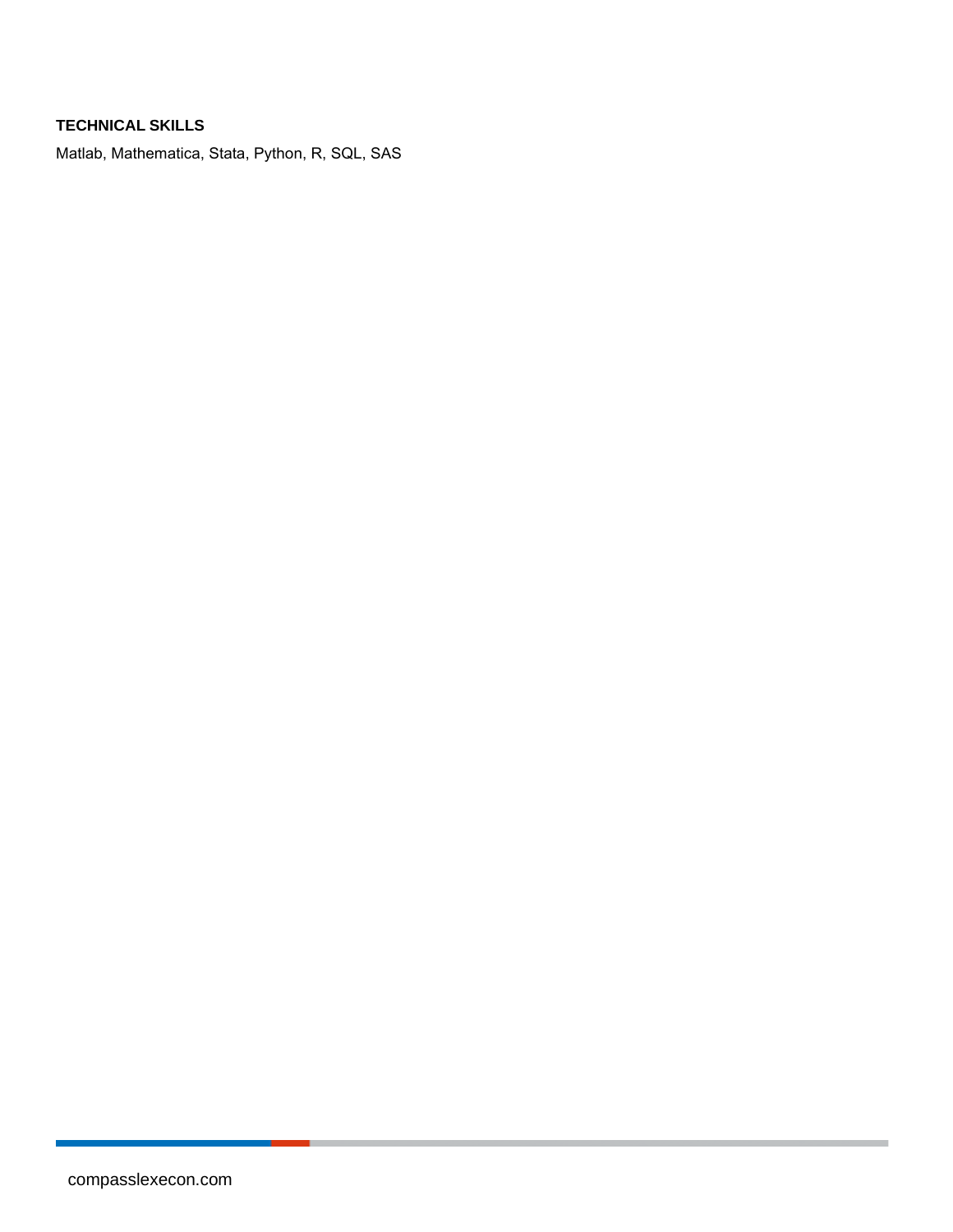**TECHNICAL SKILLS**

Matlab, Mathematica, Stata, Python, R, SQL, SAS